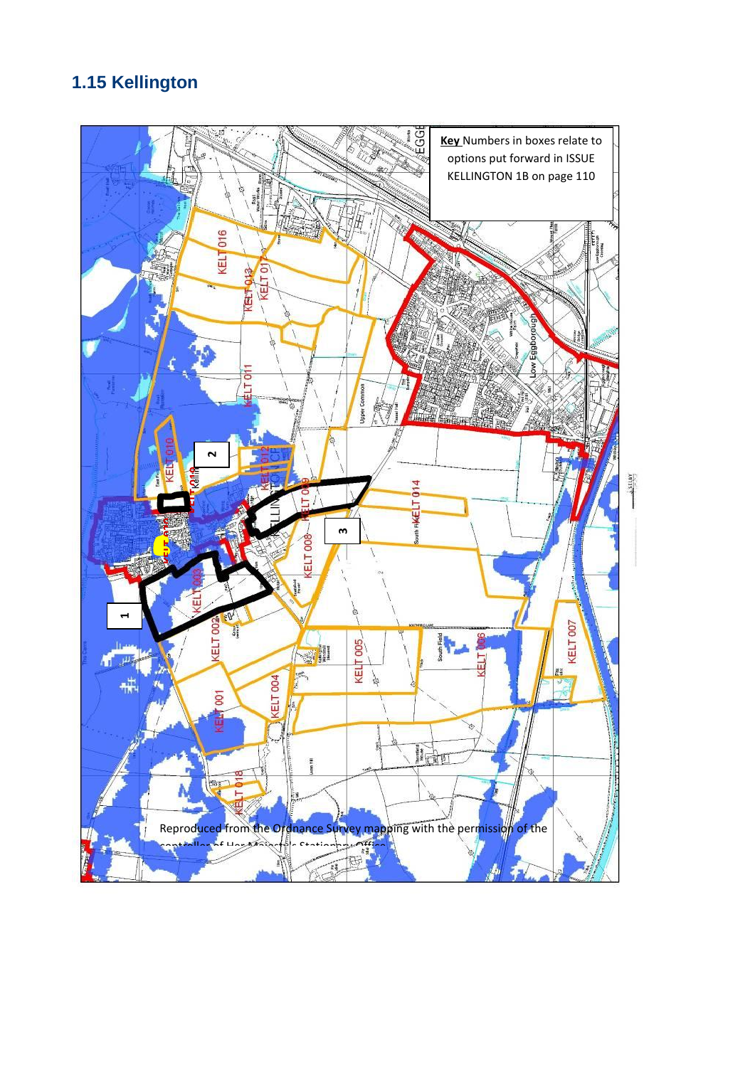## 1.15 Kellington

**Key** Numbers in boxes relate to options put forward in ISSUE KELLINGTON 1B on page 110

Reproduced from the Ordnance Survey mapping with the permission of the controller of Her Majesty's Stationary Office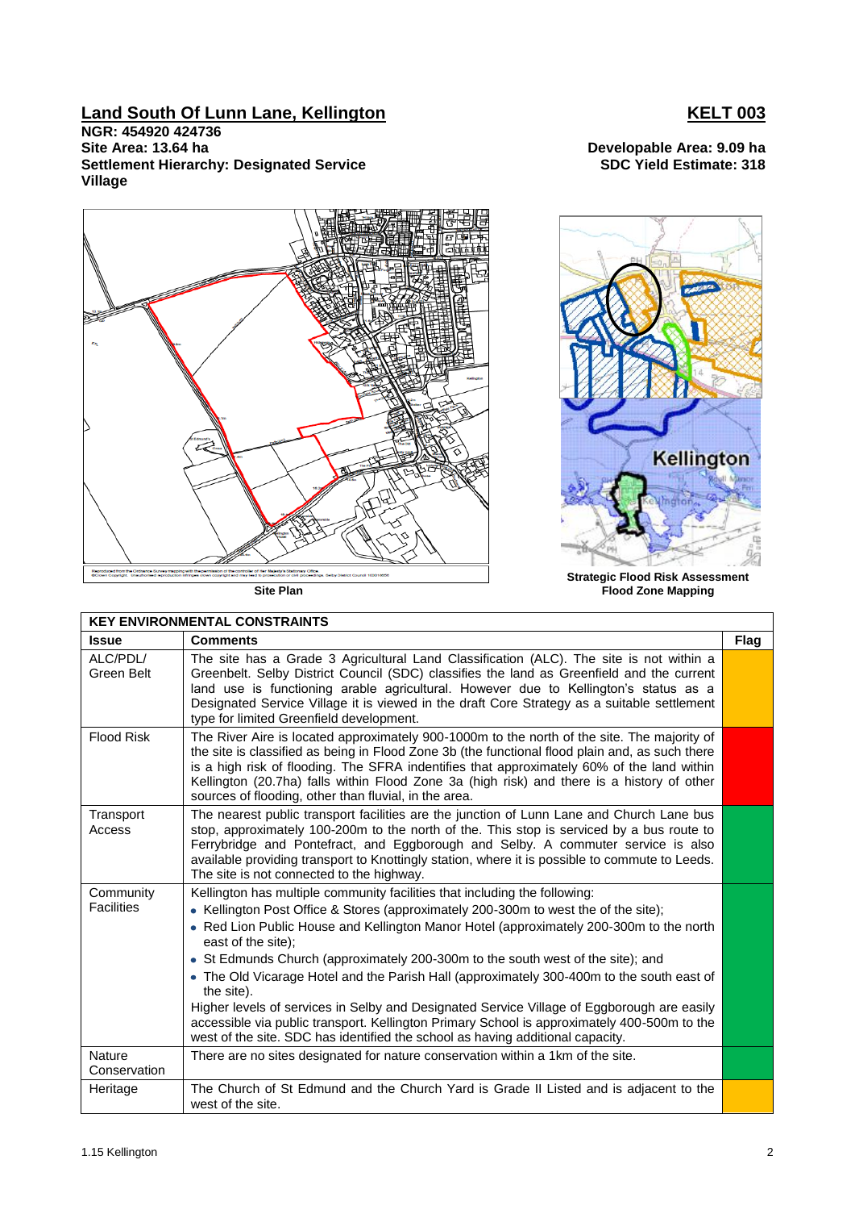## Land South Of Lunn Lane, Kellington

**KELT 003**

**NGR: 454920 424736**
**Site Area: 13.64 ha**
**Settlement Hierarchy: Designated Service Village**

**Developable Area: 9.09 ha**
**SDC Yield Estimate: 318**

**Site Plan**

**Strategic Flood Risk Assessment Flood Zone Mapping**

| KEY ENVIRONMENTAL CONSTRAINTS | | |
|---|---|---|
| **Issue** | **Comments** | **Flag** |
| ALC/PDL/ Green Belt | The site has a Grade 3 Agricultural Land Classification (ALC). The site is not within a Greenbelt. Selby District Council (SDC) classifies the land as Greenfield and the current land use is functioning arable agricultural. However due to Kellington's status as a Designated Service Village it is viewed in the draft Core Strategy as a suitable settlement type for limited Greenfield development. | |
| Flood Risk | The River Aire is located approximately 900-1000m to the north of the site. The majority of the site is classified as being in Flood Zone 3b (the functional flood plain and, as such there is a high risk of flooding. The SFRA indentifies that approximately 60% of the land within Kellington (20.7ha) falls within Flood Zone 3a (high risk) and there is a history of other sources of flooding, other than fluvial, in the area. | |
| Transport Access | The nearest public transport facilities are the junction of Lunn Lane and Church Lane bus stop, approximately 100-200m to the north of the. This stop is serviced by a bus route to Ferrybridge and Pontefract, and Eggborough and Selby. A commuter service is also available providing transport to Knottingly station, where it is possible to commute to Leeds. The site is not connected to the highway. | |
| Community Facilities | Kellington has multiple community facilities that including the following:<br>• Kellington Post Office & Stores (approximately 200-300m to west the of the site);<br>• Red Lion Public House and Kellington Manor Hotel (approximately 200-300m to the north east of the site);<br>• St Edmunds Church (approximately 200-300m to the south west of the site); and<br>• The Old Vicarage Hotel and the Parish Hall (approximately 300-400m to the south east of the site).<br>Higher levels of services in Selby and Designated Service Village of Eggborough are easily accessible via public transport. Kellington Primary School is approximately 400-500m to the west of the site. SDC has identified the school as having additional capacity. | |
| Nature Conservation | There are no sites designated for nature conservation within a 1km of the site. | |
| Heritage | The Church of St Edmund and the Church Yard is Grade II Listed and is adjacent to the west of the site. | |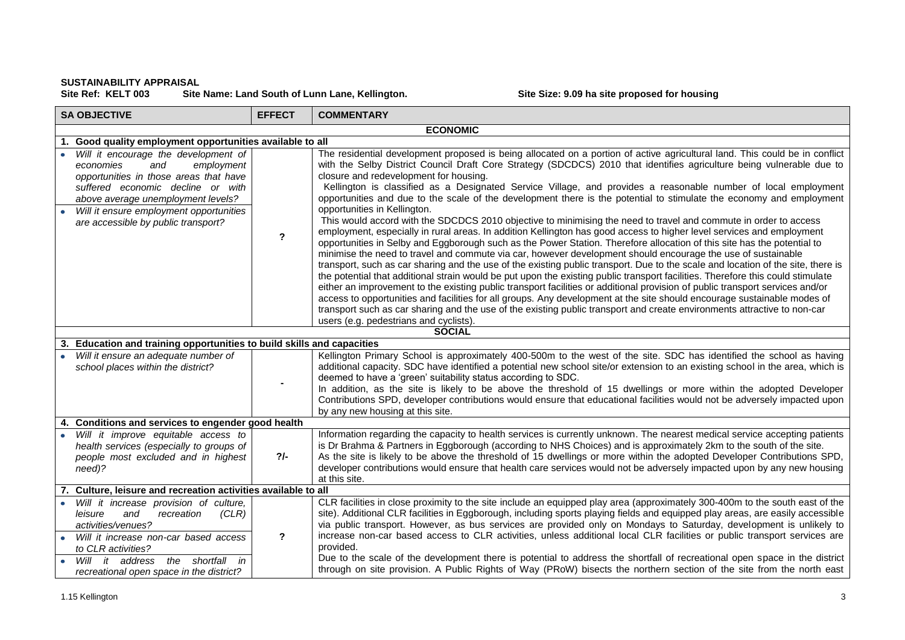**SUSTAINABILITY APPRAISAL**

**Site Ref: KELT 003 Site Name: Land South of Lunn Lane, Kellington. Site Size: 9.09 ha site proposed for housing**

| SA OBJECTIVE | EFFECT | COMMENTARY |
|---|---|---|
| **ECONOMIC** | | |
| **1. Good quality employment opportunities available to all** | | |
| • *Will it encourage the development of economies and employment opportunities in those areas that have suffered economic decline or with above average unemployment levels?*<br>• *Will it ensure employment opportunities are accessible by public transport?* | **?** | The residential development proposed is being allocated on a portion of active agricultural land. This could be in conflict with the Selby District Council Draft Core Strategy (SDCDCS) 2010 that identifies agriculture being vulnerable due to closure and redevelopment for housing.<br>Kellington is classified as a Designated Service Village, and provides a reasonable number of local employment opportunities and due to the scale of the development there is the potential to stimulate the economy and employment opportunities in Kellington.<br>This would accord with the SDCDCS 2010 objective to minimising the need to travel and commute in order to access employment, especially in rural areas. In addition Kellington has good access to higher level services and employment opportunities in Selby and Eggborough such as the Power Station. Therefore allocation of this site has the potential to minimise the need to travel and commute via car, however development should encourage the use of sustainable transport, such as car sharing and the use of the existing public transport. Due to the scale and location of the site, there is the potential that additional strain would be put upon the existing public transport facilities. Therefore this could stimulate either an improvement to the existing public transport facilities or additional provision of public transport services and/or access to opportunities and facilities for all groups. Any development at the site should encourage sustainable modes of transport such as car sharing and the use of the existing public transport and create environments attractive to non-car users (e.g. pedestrians and cyclists). |
| **SOCIAL** | | |
| **3. Education and training opportunities to build skills and capacities** | | |
| • *Will it ensure an adequate number of school places within the district?* | **-** | Kellington Primary School is approximately 400-500m to the west of the site. SDC has identified the school as having additional capacity. SDC have identified a potential new school site/or extension to an existing school in the area, which is deemed to have a 'green' suitability status according to SDC.<br>In addition, as the site is likely to be above the threshold of 15 dwellings or more within the adopted Developer Contributions SPD, developer contributions would ensure that educational facilities would not be adversely impacted upon by any new housing at this site. |
| **4. Conditions and services to engender good health** | | |
| • *Will it improve equitable access to health services (especially to groups of people most excluded and in highest need)?* | **?/-** | Information regarding the capacity to health services is currently unknown. The nearest medical service accepting patients is Dr Brahma & Partners in Eggborough (according to NHS Choices) and is approximately 2km to the south of the site.<br>As the site is likely to be above the threshold of 15 dwellings or more within the adopted Developer Contributions SPD, developer contributions would ensure that health care services would not be adversely impacted upon by any new housing at this site. |
| **7. Culture, leisure and recreation activities available to all** | | |
| • *Will it increase provision of culture, leisure and recreation (CLR) activities/venues?*<br>• *Will it increase non-car based access to CLR activities?*<br>• *Will it address the shortfall in recreational open space in the district?* | **?** | CLR facilities in close proximity to the site include an equipped play area (approximately 300-400m to the south east of the site). Additional CLR facilities in Eggborough, including sports playing fields and equipped play areas, are easily accessible via public transport. However, as bus services are provided only on Mondays to Saturday, development is unlikely to increase non-car based access to CLR activities, unless additional local CLR facilities or public transport services are provided.<br>Due to the scale of the development there is potential to address the shortfall of recreational open space in the district through on site provision. A Public Rights of Way (PRoW) bisects the northern section of the site from the north east |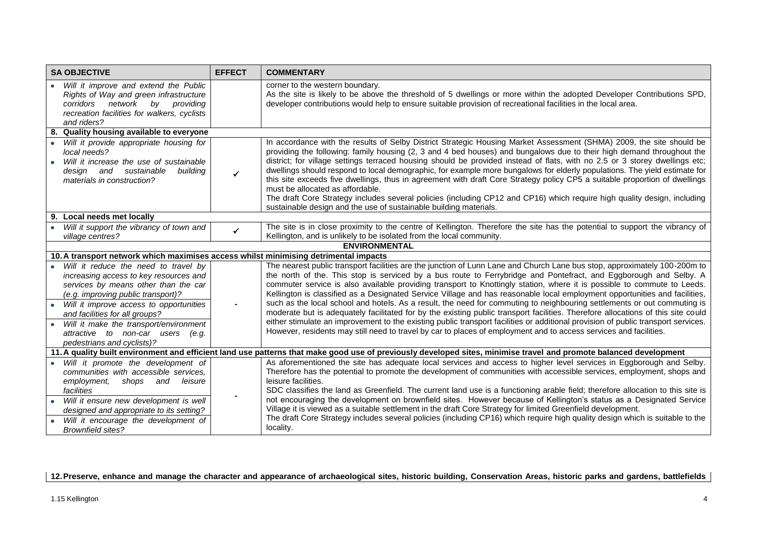| SA OBJECTIVE | EFFECT | COMMENTARY |
|---|---|---|
| • *Will it improve and extend the Public Rights of Way and green infrastructure corridors network by providing recreation facilities for walkers, cyclists and riders?* | | corner to the western boundary.<br>As the site is likely to be above the threshold of 5 dwellings or more within the adopted Developer Contributions SPD, developer contributions would help to ensure suitable provision of recreational facilities in the local area. |
| **8. Quality housing available to everyone** | | |
| • *Will it provide appropriate housing for local needs?*<br>• *Will it increase the use of sustainable design and sustainable building materials in construction?* | ✓ | In accordance with the results of Selby District Strategic Housing Market Assessment (SHMA) 2009, the site should be providing the following: family housing (2, 3 and 4 bed houses) and bungalows due to their high demand throughout the district; for village settings terraced housing should be provided instead of flats, with no 2.5 or 3 storey dwellings etc; dwellings should respond to local demographic, for example more bungalows for elderly populations. The yield estimate for this site exceeds five dwellings, thus in agreement with draft Core Strategy policy CP5 a suitable proportion of dwellings must be allocated as affordable.<br>The draft Core Strategy includes several policies (including CP12 and CP16) which require high quality design, including sustainable design and the use of sustainable building materials. |
| **9. Local needs met locally** | | |
| • *Will it support the vibrancy of town and village centres?* | ✓ | The site is in close proximity to the centre of Kellington. Therefore the site has the potential to support the vibrancy of Kellington, and is unlikely to be isolated from the local community. |
| **ENVIRONMENTAL** | | |
| **10. A transport network which maximises access whilst minimising detrimental impacts** | | |
| • *Will it reduce the need to travel by increasing access to key resources and services by means other than the car (e.g. improving public transport)?*<br>• *Will it improve access to opportunities and facilities for all groups?*<br>• *Will it make the transport/environment attractive to non-car users (e.g. pedestrians and cyclists)?* | - | The nearest public transport facilities are the junction of Lunn Lane and Church Lane bus stop, approximately 100-200m to the north of the. This stop is serviced by a bus route to Ferrybridge and Pontefract, and Eggborough and Selby. A commuter service is also available providing transport to Knottingly station, where it is possible to commute to Leeds. Kellington is classified as a Designated Service Village and has reasonable local employment opportunities and facilities, such as the local school and hotels. As a result, the need for commuting to neighbouring settlements or out commuting is moderate but is adequately facilitated for by the existing public transport facilities. Therefore allocations of this site could either stimulate an improvement to the existing public transport facilities or additional provision of public transport services. However, residents may still need to travel by car to places of employment and to access services and facilities. |
| **11. A quality built environment and efficient land use patterns that make good use of previously developed sites, minimise travel and promote balanced development** | | |
| • *Will it promote the development of communities with accessible services, employment, shops and leisure facilities*<br>• *Will it ensure new development is well designed and appropriate to its setting?*<br>• *Will it encourage the development of Brownfield sites?* | - | As aforementioned the site has adequate local services and access to higher level services in Eggborough and Selby. Therefore has the potential to promote the development of communities with accessible services, employment, shops and leisure facilities.<br>SDC classifies the land as Greenfield. The current land use is a functioning arable field; therefore allocation to this site is not encouraging the development on brownfield sites. However because of Kellington's status as a Designated Service Village it is viewed as a suitable settlement in the draft Core Strategy for limited Greenfield development.<br>The draft Core Strategy includes several policies (including CP16) which require high quality design which is suitable to the locality. |

**12. Preserve, enhance and manage the character and appearance of archaeological sites, historic building, Conservation Areas, historic parks and gardens, battlefields**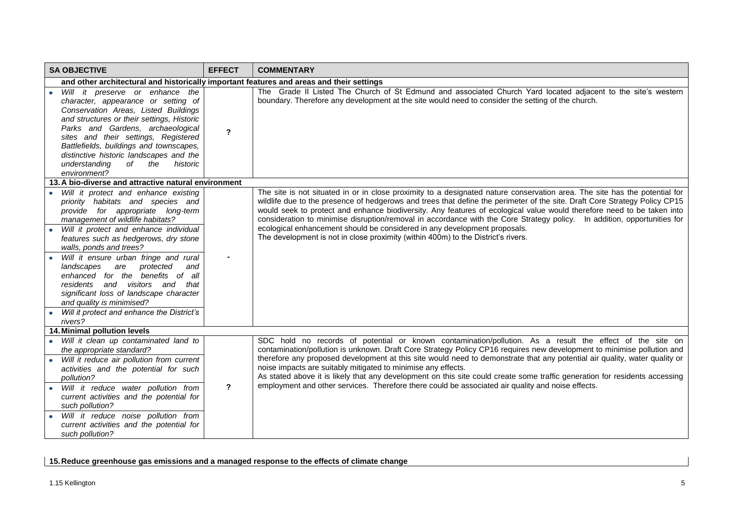| SA OBJECTIVE | EFFECT | COMMENTARY |
|---|---|---|
| **and other architectural and historically important features and areas and their settings** | | |
| • *Will it preserve or enhance the character, appearance or setting of Conservation Areas, Listed Buildings and structures or their settings, Historic Parks and Gardens, archaeological sites and their settings, Registered Battlefields, buildings and townscapes, distinctive historic landscapes and the understanding of the historic environment?* | **?** | The Grade II Listed The Church of St Edmund and associated Church Yard located adjacent to the site's western boundary. Therefore any development at the site would need to consider the setting of the church. |
| **13. A bio-diverse and attractive natural environment** | | |
| • *Will it protect and enhance existing priority habitats and species and provide for appropriate long-term management of wildlife habitats?*<br>• *Will it protect and enhance individual features such as hedgerows, dry stone walls, ponds and trees?*<br>• *Will it ensure urban fringe and rural landscapes are protected and enhanced for the benefits of all residents and visitors and that significant loss of landscape character and quality is minimised?*<br>• *Will it protect and enhance the District's rivers?* | **-** | The site is not situated in or in close proximity to a designated nature conservation area. The site has the potential for wildlife due to the presence of hedgerows and trees that define the perimeter of the site. Draft Core Strategy Policy CP15 would seek to protect and enhance biodiversity. Any features of ecological value would therefore need to be taken into consideration to minimise disruption/removal in accordance with the Core Strategy policy. In addition, opportunities for ecological enhancement should be considered in any development proposals.<br>The development is not in close proximity (within 400m) to the District's rivers. |
| **14. Minimal pollution levels** | | |
| • *Will it clean up contaminated land to the appropriate standard?*<br>• *Will it reduce air pollution from current activities and the potential for such pollution?*<br>• *Will it reduce water pollution from current activities and the potential for such pollution?*<br>• *Will it reduce noise pollution from current activities and the potential for such pollution?* | **?** | SDC hold no records of potential or known contamination/pollution. As a result the effect of the site on contamination/pollution is unknown. Draft Core Strategy Policy CP16 requires new development to minimise pollution and therefore any proposed development at this site would need to demonstrate that any potential air quality, water quality or noise impacts are suitably mitigated to minimise any effects.<br>As stated above it is likely that any development on this site could create some traffic generation for residents accessing employment and other services. Therefore there could be associated air quality and noise effects. |
| **15. Reduce greenhouse gas emissions and a managed response to the effects of climate change** | | |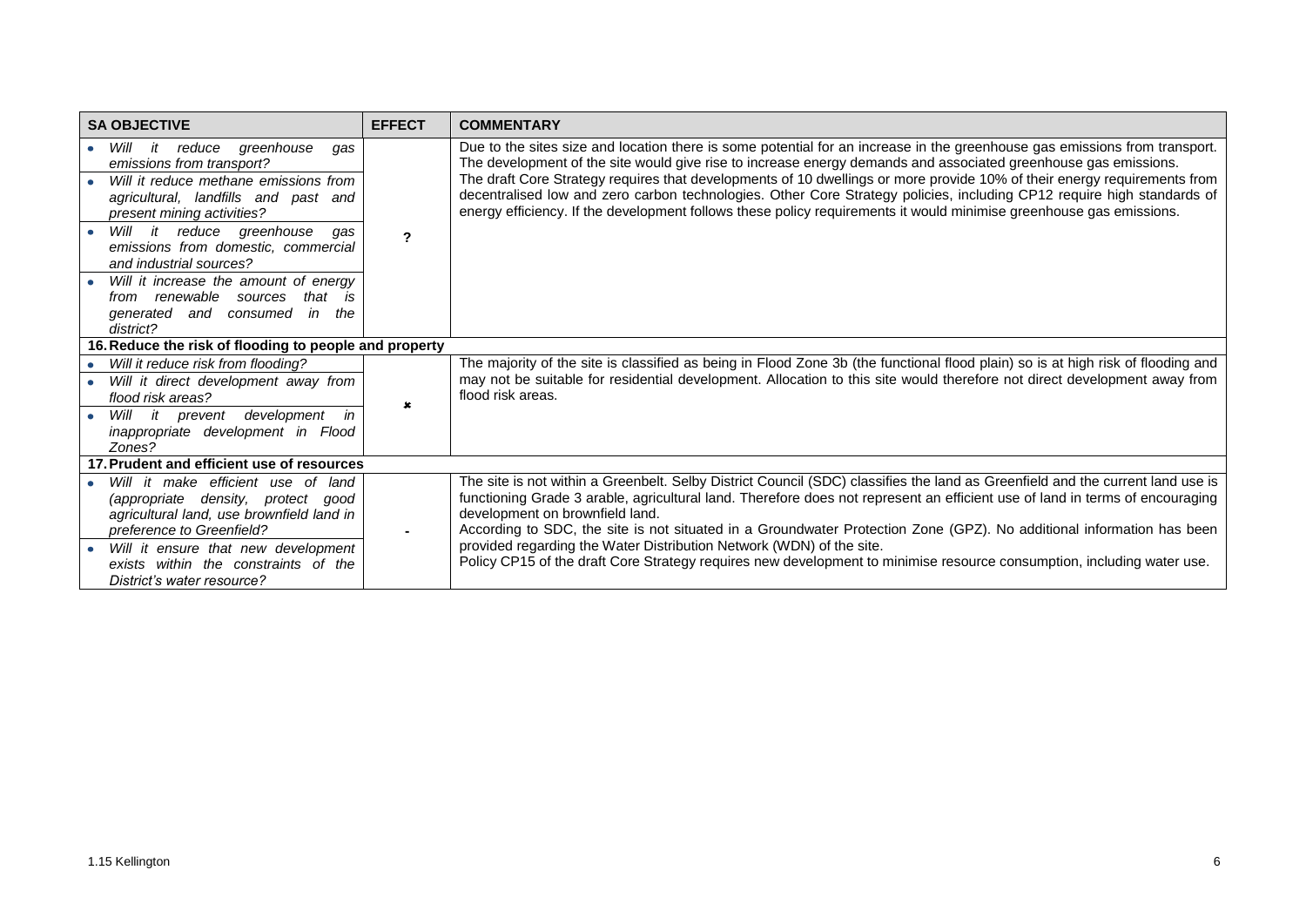| SA OBJECTIVE | EFFECT | COMMENTARY |
| --- | --- | --- |
| • *Will it reduce greenhouse gas emissions from transport?*<br>• *Will it reduce methane emissions from agricultural, landfills and past and present mining activities?*<br>• *Will it reduce greenhouse gas emissions from domestic, commercial and industrial sources?*<br>• *Will it increase the amount of energy from renewable sources that is generated and consumed in the district?* | ? | Due to the sites size and location there is some potential for an increase in the greenhouse gas emissions from transport. The development of the site would give rise to increase energy demands and associated greenhouse gas emissions.<br>The draft Core Strategy requires that developments of 10 dwellings or more provide 10% of their energy requirements from decentralised low and zero carbon technologies. Other Core Strategy policies, including CP12 require high standards of energy efficiency. If the development follows these policy requirements it would minimise greenhouse gas emissions. |
| **16. Reduce the risk of flooding to people and property** | | |
| • *Will it reduce risk from flooding?*<br>• *Will it direct development away from flood risk areas?*<br>• *Will it prevent development in inappropriate development in Flood Zones?* | ✖ | The majority of the site is classified as being in Flood Zone 3b (the functional flood plain) so is at high risk of flooding and may not be suitable for residential development. Allocation to this site would therefore not direct development away from flood risk areas. |
| **17. Prudent and efficient use of resources** | | |
| • *Will it make efficient use of land (appropriate density, protect good agricultural land, use brownfield land in preference to Greenfield?*<br>• *Will it ensure that new development exists within the constraints of the District's water resource?* | - | The site is not within a Greenbelt. Selby District Council (SDC) classifies the land as Greenfield and the current land use is functioning Grade 3 arable, agricultural land. Therefore does not represent an efficient use of land in terms of encouraging development on brownfield land.<br>According to SDC, the site is not situated in a Groundwater Protection Zone (GPZ). No additional information has been provided regarding the Water Distribution Network (WDN) of the site.<br>Policy CP15 of the draft Core Strategy requires new development to minimise resource consumption, including water use. |

1.15 Kellington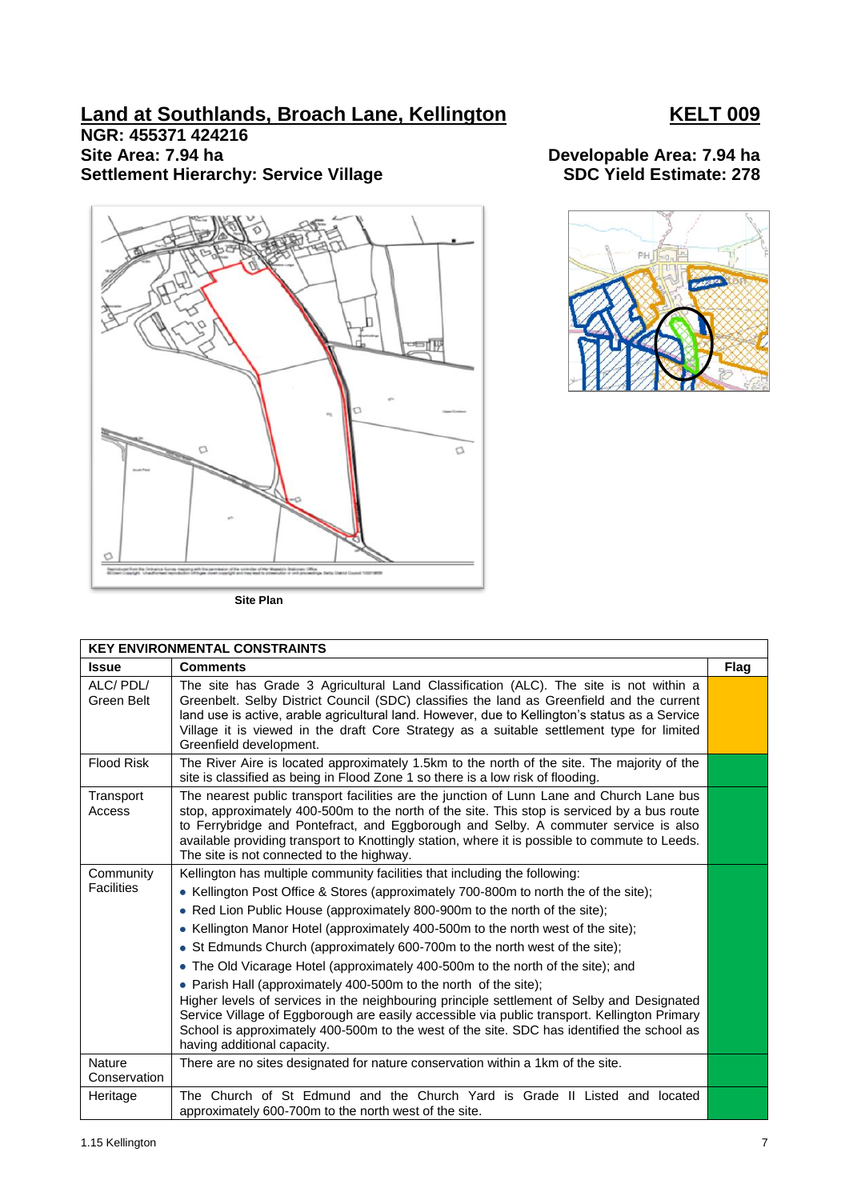# Land at Southlands, Broach Lane, Kellington

**KELT 009**

**NGR: 455371 424216**
**Site Area: 7.94 ha**
**Settlement Hierarchy: Service Village**

**Developable Area: 7.94 ha**
**SDC Yield Estimate: 278**

Site Plan

| KEY ENVIRONMENTAL CONSTRAINTS | | |
|---|---|---|
| **Issue** | **Comments** | **Flag** |
| ALC/ PDL/ Green Belt | The site has Grade 3 Agricultural Land Classification (ALC). The site is not within a Greenbelt. Selby District Council (SDC) classifies the land as Greenfield and the current land use is active, arable agricultural land. However, due to Kellington's status as a Service Village it is viewed in the draft Core Strategy as a suitable settlement type for limited Greenfield development. | |
| Flood Risk | The River Aire is located approximately 1.5km to the north of the site. The majority of the site is classified as being in Flood Zone 1 so there is a low risk of flooding. | |
| Transport Access | The nearest public transport facilities are the junction of Lunn Lane and Church Lane bus stop, approximately 400-500m to the north of the site. This stop is serviced by a bus route to Ferrybridge and Pontefract, and Eggborough and Selby. A commuter service is also available providing transport to Knottingly station, where it is possible to commute to Leeds. The site is not connected to the highway. | |
| Community Facilities | Kellington has multiple community facilities that including the following:<br>• Kellington Post Office & Stores (approximately 700-800m to north the of the site);<br>• Red Lion Public House (approximately 800-900m to the north of the site);<br>• Kellington Manor Hotel (approximately 400-500m to the north west of the site);<br>• St Edmunds Church (approximately 600-700m to the north west of the site);<br>• The Old Vicarage Hotel (approximately 400-500m to the north of the site); and<br>• Parish Hall (approximately 400-500m to the north of the site);<br>Higher levels of services in the neighbouring principle settlement of Selby and Designated Service Village of Eggborough are easily accessible via public transport. Kellington Primary School is approximately 400-500m to the west of the site. SDC has identified the school as having additional capacity. | |
| Nature Conservation | There are no sites designated for nature conservation within a 1km of the site. | |
| Heritage | The Church of St Edmund and the Church Yard is Grade II Listed and located approximately 600-700m to the north west of the site. | |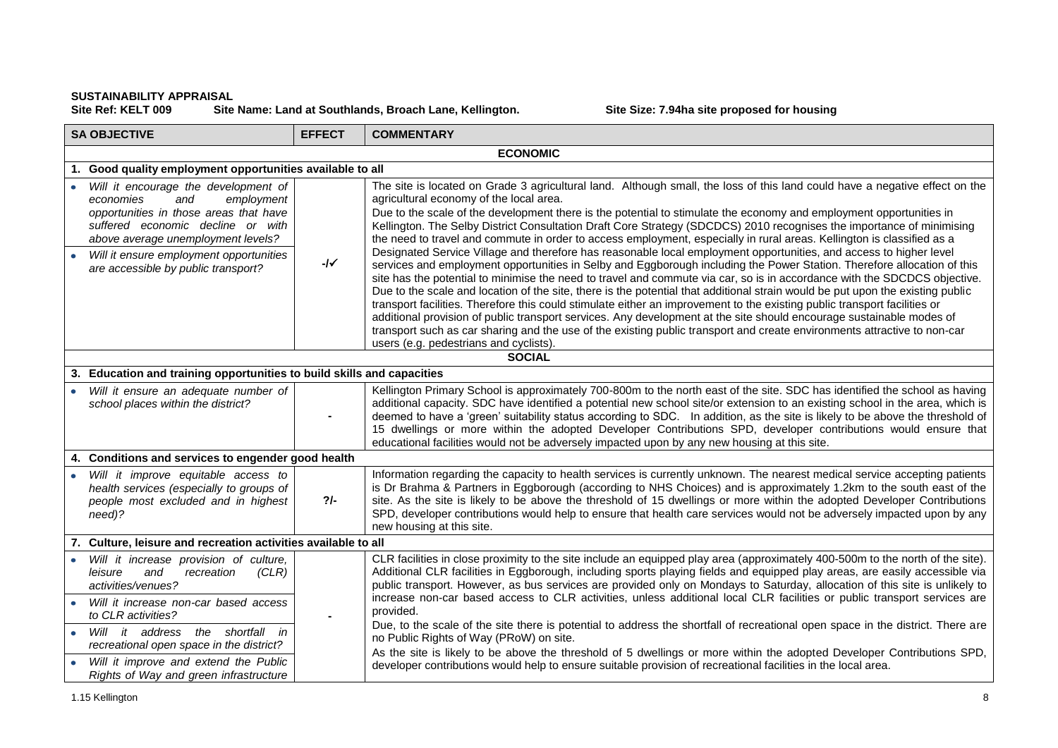**SUSTAINABILITY APPRAISAL**

**Site Ref: KELT 009 Site Name: Land at Southlands, Broach Lane, Kellington. Site Size: 7.94ha site proposed for housing**

| SA OBJECTIVE | EFFECT | COMMENTARY |
|---|---|---|
| **ECONOMIC** | | |
| **1. Good quality employment opportunities available to all** | | |
| • *Will it encourage the development of economies and employment opportunities in those areas that have suffered economic decline or with above average unemployment levels?* <br> • *Will it ensure employment opportunities are accessible by public transport?* | -/✓ | The site is located on Grade 3 agricultural land. Although small, the loss of this land could have a negative effect on the agricultural economy of the local area.<br>Due to the scale of the development there is the potential to stimulate the economy and employment opportunities in Kellington. The Selby District Consultation Draft Core Strategy (SDCDCS) 2010 recognises the importance of minimising the need to travel and commute in order to access employment, especially in rural areas. Kellington is classified as a Designated Service Village and therefore has reasonable local employment opportunities, and access to higher level services and employment opportunities in Selby and Eggborough including the Power Station. Therefore allocation of this site has the potential to minimise the need to travel and commute via car, so is in accordance with the SDCDCS objective. Due to the scale and location of the site, there is the potential that additional strain would be put upon the existing public transport facilities. Therefore this could stimulate either an improvement to the existing public transport facilities or additional provision of public transport services. Any development at the site should encourage sustainable modes of transport such as car sharing and the use of the existing public transport and create environments attractive to non-car users (e.g. pedestrians and cyclists). |
| **SOCIAL** | | |
| **3. Education and training opportunities to build skills and capacities** | | |
| • *Will it ensure an adequate number of school places within the district?* | - | Kellington Primary School is approximately 700-800m to the north east of the site. SDC has identified the school as having additional capacity. SDC have identified a potential new school site/or extension to an existing school in the area, which is deemed to have a 'green' suitability status according to SDC. In addition, as the site is likely to be above the threshold of 15 dwellings or more within the adopted Developer Contributions SPD, developer contributions would ensure that educational facilities would not be adversely impacted upon by any new housing at this site. |
| **4. Conditions and services to engender good health** | | |
| • *Will it improve equitable access to health services (especially to groups of people most excluded and in highest need)?* | ?/- | Information regarding the capacity to health services is currently unknown. The nearest medical service accepting patients is Dr Brahma & Partners in Eggborough (according to NHS Choices) and is approximately 1.2km to the south east of the site. As the site is likely to be above the threshold of 15 dwellings or more within the adopted Developer Contributions SPD, developer contributions would help to ensure that health care services would not be adversely impacted upon by any new housing at this site. |
| **7. Culture, leisure and recreation activities available to all** | | |
| • *Will it increase provision of culture, leisure and recreation (CLR) activities/venues?* <br> • *Will it increase non-car based access to CLR activities?* <br> • *Will it address the shortfall in recreational open space in the district?* <br> • *Will it improve and extend the Public Rights of Way and green infrastructure* | - | CLR facilities in close proximity to the site include an equipped play area (approximately 400-500m to the north of the site). Additional CLR facilities in Eggborough, including sports playing fields and equipped play areas, are easily accessible via public transport. However, as bus services are provided only on Mondays to Saturday, allocation of this site is unlikely to increase non-car based access to CLR activities, unless additional local CLR facilities or public transport services are provided.<br>Due, to the scale of the site there is potential to address the shortfall of recreational open space in the district. There are no Public Rights of Way (PRoW) on site.<br>As the site is likely to be above the threshold of 5 dwellings or more within the adopted Developer Contributions SPD, developer contributions would help to ensure suitable provision of recreational facilities in the local area. |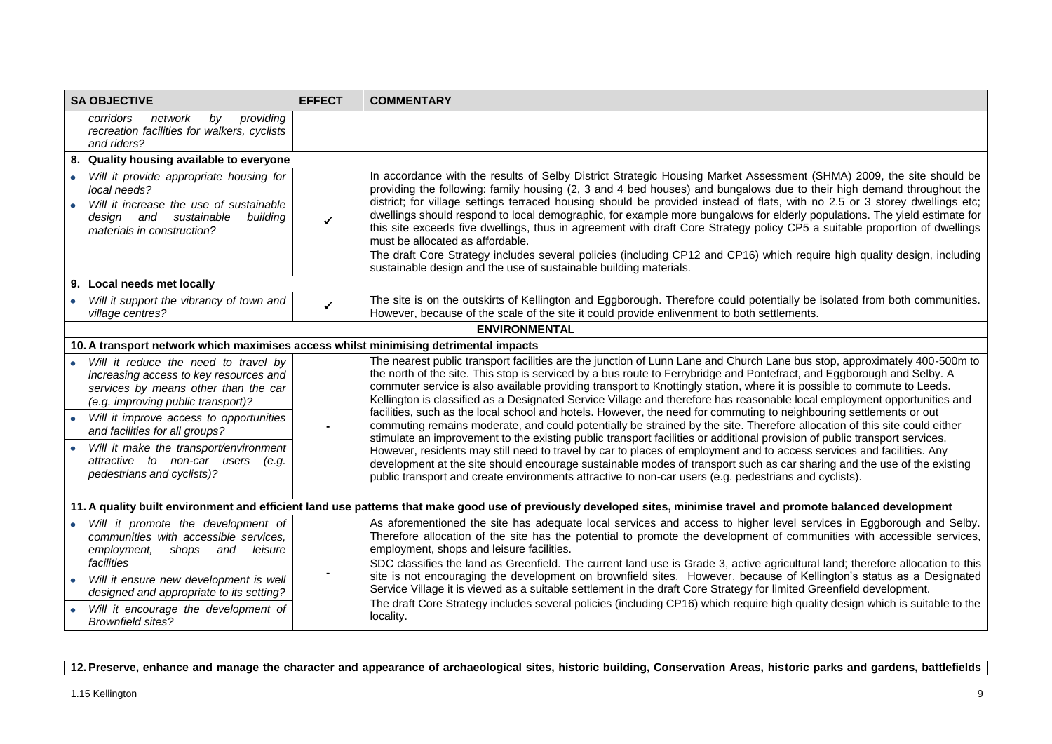| SA OBJECTIVE | EFFECT | COMMENTARY |
| --- | --- | --- |
| *corridors network by providing recreation facilities for walkers, cyclists and riders?* | | |
| **8. Quality housing available to everyone** | | |
| • *Will it provide appropriate housing for local needs?* <br> • *Will it increase the use of sustainable design and sustainable building materials in construction?* | ✓ | In accordance with the results of Selby District Strategic Housing Market Assessment (SHMA) 2009, the site should be providing the following: family housing (2, 3 and 4 bed houses) and bungalows due to their high demand throughout the district; for village settings terraced housing should be provided instead of flats, with no 2.5 or 3 storey dwellings etc; dwellings should respond to local demographic, for example more bungalows for elderly populations. The yield estimate for this site exceeds five dwellings, thus in agreement with draft Core Strategy policy CP5 a suitable proportion of dwellings must be allocated as affordable. <br> The draft Core Strategy includes several policies (including CP12 and CP16) which require high quality design, including sustainable design and the use of sustainable building materials. |
| **9. Local needs met locally** | | |
| • *Will it support the vibrancy of town and village centres?* | ✓ | The site is on the outskirts of Kellington and Eggborough. Therefore could potentially be isolated from both communities. However, because of the scale of the site it could provide enlivenment to both settlements. |
| **ENVIRONMENTAL** | | |
| **10. A transport network which maximises access whilst minimising detrimental impacts** | | |
| • *Will it reduce the need to travel by increasing access to key resources and services by means other than the car (e.g. improving public transport)?* <br> • *Will it improve access to opportunities and facilities for all groups?* <br> • *Will it make the transport/environment attractive to non-car users (e.g. pedestrians and cyclists)?* | - | The nearest public transport facilities are the junction of Lunn Lane and Church Lane bus stop, approximately 400-500m to the north of the site. This stop is serviced by a bus route to Ferrybridge and Pontefract, and Eggborough and Selby. A commuter service is also available providing transport to Knottingly station, where it is possible to commute to Leeds. Kellington is classified as a Designated Service Village and therefore has reasonable local employment opportunities and facilities, such as the local school and hotels. However, the need for commuting to neighbouring settlements or out commuting remains moderate, and could potentially be strained by the site. Therefore allocation of this site could either stimulate an improvement to the existing public transport facilities or additional provision of public transport services. However, residents may still need to travel by car to places of employment and to access services and facilities. Any development at the site should encourage sustainable modes of transport such as car sharing and the use of the existing public transport and create environments attractive to non-car users (e.g. pedestrians and cyclists). |
| **11. A quality built environment and efficient land use patterns that make good use of previously developed sites, minimise travel and promote balanced development** | | |
| • *Will it promote the development of communities with accessible services, employment, shops and leisure facilities* <br> • *Will it ensure new development is well designed and appropriate to its setting?* <br> • *Will it encourage the development of Brownfield sites?* | - | As aforementioned the site has adequate local services and access to higher level services in Eggborough and Selby. Therefore allocation of the site has the potential to promote the development of communities with accessible services, employment, shops and leisure facilities. <br> SDC classifies the land as Greenfield. The current land use is Grade 3, active agricultural land; therefore allocation to this site is not encouraging the development on brownfield sites. However, because of Kellington's status as a Designated Service Village it is viewed as a suitable settlement in the draft Core Strategy for limited Greenfield development. <br> The draft Core Strategy includes several policies (including CP16) which require high quality design which is suitable to the locality. |

**12. Preserve, enhance and manage the character and appearance of archaeological sites, historic building, Conservation Areas, historic parks and gardens, battlefields**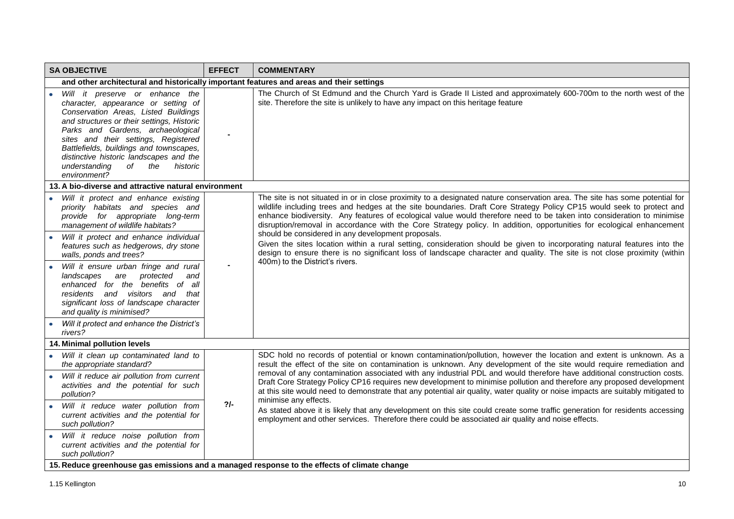| SA OBJECTIVE | EFFECT | COMMENTARY |
|---|---|---|
| **and other architectural and historically important features and areas and their settings** | | |
| • *Will it preserve or enhance the character, appearance or setting of Conservation Areas, Listed Buildings and structures or their settings, Historic Parks and Gardens, archaeological sites and their settings, Registered Battlefields, buildings and townscapes, distinctive historic landscapes and the understanding of the historic environment?* | - | The Church of St Edmund and the Church Yard is Grade II Listed and approximately 600-700m to the north west of the site. Therefore the site is unlikely to have any impact on this heritage feature |
| **13. A bio-diverse and attractive natural environment** | | |
| • *Will it protect and enhance existing priority habitats and species and provide for appropriate long-term management of wildlife habitats?*<br>• *Will it protect and enhance individual features such as hedgerows, dry stone walls, ponds and trees?*<br>• *Will it ensure urban fringe and rural landscapes are protected and enhanced for the benefits of all residents and visitors and that significant loss of landscape character and quality is minimised?*<br>• *Will it protect and enhance the District's rivers?* | - | The site is not situated in or in close proximity to a designated nature conservation area. The site has some potential for wildlife including trees and hedges at the site boundaries. Draft Core Strategy Policy CP15 would seek to protect and enhance biodiversity. Any features of ecological value would therefore need to be taken into consideration to minimise disruption/removal in accordance with the Core Strategy policy. In addition, opportunities for ecological enhancement should be considered in any development proposals.<br>Given the sites location within a rural setting, consideration should be given to incorporating natural features into the design to ensure there is no significant loss of landscape character and quality. The site is not close proximity (within 400m) to the District's rivers. |
| **14. Minimal pollution levels** | | |
| • *Will it clean up contaminated land to the appropriate standard?*<br>• *Will it reduce air pollution from current activities and the potential for such pollution?*<br>• *Will it reduce water pollution from current activities and the potential for such pollution?*<br>• *Will it reduce noise pollution from current activities and the potential for such pollution?* | ?/- | SDC hold no records of potential or known contamination/pollution, however the location and extent is unknown. As a result the effect of the site on contamination is unknown. Any development of the site would require remediation and removal of any contamination associated with any industrial PDL and would therefore have additional construction costs. Draft Core Strategy Policy CP16 requires new development to minimise pollution and therefore any proposed development at this site would need to demonstrate that any potential air quality, water quality or noise impacts are suitably mitigated to minimise any effects.<br>As stated above it is likely that any development on this site could create some traffic generation for residents accessing employment and other services. Therefore there could be associated air quality and noise effects. |
| **15. Reduce greenhouse gas emissions and a managed response to the effects of climate change** | | |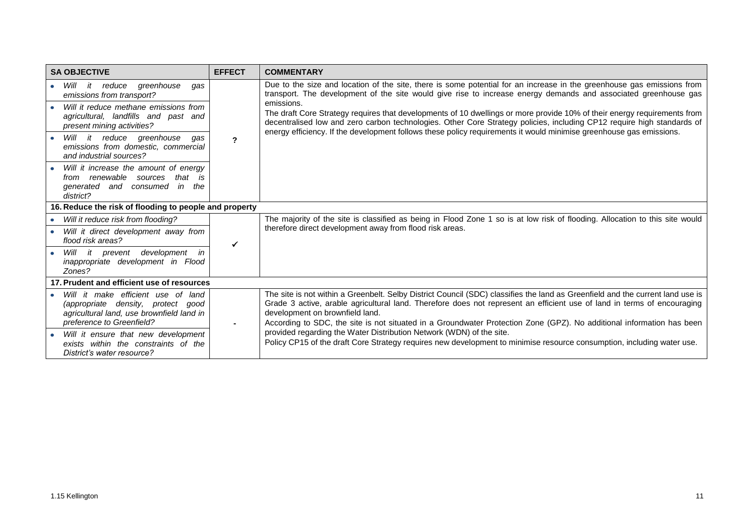| SA OBJECTIVE | EFFECT | COMMENTARY |
|---|---|---|
| • *Will it reduce greenhouse gas emissions from transport?*<br>• *Will it reduce methane emissions from agricultural, landfills and past and present mining activities?*<br>• *Will it reduce greenhouse gas emissions from domestic, commercial and industrial sources?*<br>• *Will it increase the amount of energy from renewable sources that is generated and consumed in the district?* | **?** | Due to the size and location of the site, there is some potential for an increase in the greenhouse gas emissions from transport. The development of the site would give rise to increase energy demands and associated greenhouse gas emissions.<br>The draft Core Strategy requires that developments of 10 dwellings or more provide 10% of their energy requirements from decentralised low and zero carbon technologies. Other Core Strategy policies, including CP12 require high standards of energy efficiency. If the development follows these policy requirements it would minimise greenhouse gas emissions. |
| **16. Reduce the risk of flooding to people and property** | | |
| • *Will it reduce risk from flooding?*<br>• *Will it direct development away from flood risk areas?*<br>• *Will it prevent development in inappropriate development in Flood Zones?* | ✓ | The majority of the site is classified as being in Flood Zone 1 so is at low risk of flooding. Allocation to this site would therefore direct development away from flood risk areas. |
| **17. Prudent and efficient use of resources** | | |
| • *Will it make efficient use of land (appropriate density, protect good agricultural land, use brownfield land in preference to Greenfield?*<br>• *Will it ensure that new development exists within the constraints of the District's water resource?* | **-** | The site is not within a Greenbelt. Selby District Council (SDC) classifies the land as Greenfield and the current land use is Grade 3 active, arable agricultural land. Therefore does not represent an efficient use of land in terms of encouraging development on brownfield land.<br>According to SDC, the site is not situated in a Groundwater Protection Zone (GPZ). No additional information has been provided regarding the Water Distribution Network (WDN) of the site.<br>Policy CP15 of the draft Core Strategy requires new development to minimise resource consumption, including water use. |